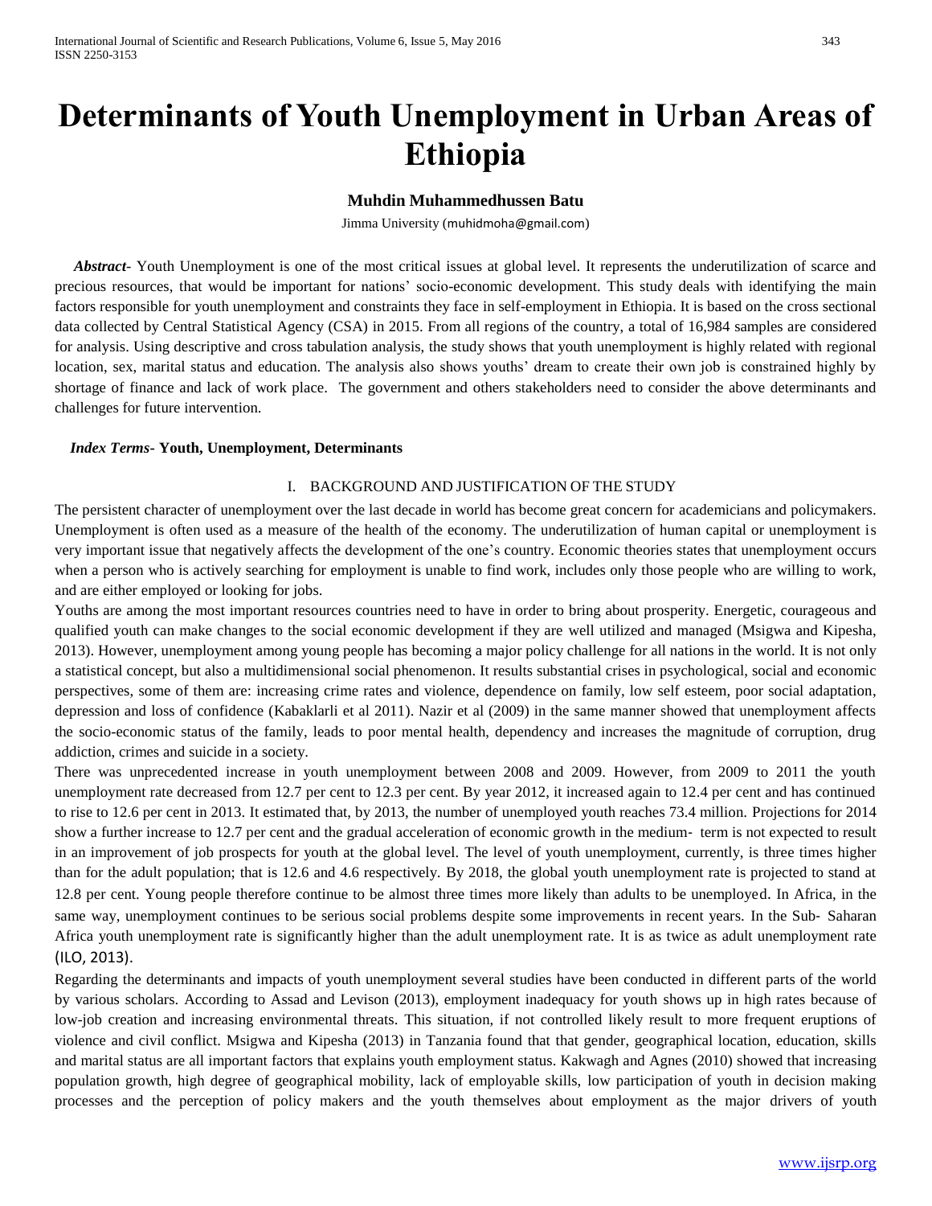# Determinants of Youth Unemployment in Urban Areas of Ethiopia

**Muhdin Muhammedhussen Batu**

Jimma University (muhidmoha@gmail.com)

***Abstract***- Youth Unemployment is one of the most critical issues at global level. It represents the underutilization of scarce and precious resources, that would be important for nations' socio-economic development. This study deals with identifying the main factors responsible for youth unemployment and constraints they face in self-employment in Ethiopia. It is based on the cross sectional data collected by Central Statistical Agency (CSA) in 2015. From all regions of the country, a total of 16,984 samples are considered for analysis. Using descriptive and cross tabulation analysis, the study shows that youth unemployment is highly related with regional location, sex, marital status and education. The analysis also shows youths' dream to create their own job is constrained highly by shortage of finance and lack of work place. The government and others stakeholders need to consider the above determinants and challenges for future intervention.

***Index Terms***- **Youth, Unemployment, Determinants**

## I. BACKGROUND AND JUSTIFICATION OF THE STUDY

The persistent character of unemployment over the last decade in world has become great concern for academicians and policymakers. Unemployment is often used as a measure of the health of the economy. The underutilization of human capital or unemployment is very important issue that negatively affects the development of the one's country. Economic theories states that unemployment occurs when a person who is actively searching for employment is unable to find work, includes only those people who are willing to work, and are either employed or looking for jobs.

Youths are among the most important resources countries need to have in order to bring about prosperity. Energetic, courageous and qualified youth can make changes to the social economic development if they are well utilized and managed (Msigwa and Kipesha, 2013). However, unemployment among young people has becoming a major policy challenge for all nations in the world. It is not only a statistical concept, but also a multidimensional social phenomenon. It results substantial crises in psychological, social and economic perspectives, some of them are: increasing crime rates and violence, dependence on family, low self esteem, poor social adaptation, depression and loss of confidence (Kabaklarli et al 2011). Nazir et al (2009) in the same manner showed that unemployment affects the socio-economic status of the family, leads to poor mental health, dependency and increases the magnitude of corruption, drug addiction, crimes and suicide in a society.

There was unprecedented increase in youth unemployment between 2008 and 2009. However, from 2009 to 2011 the youth unemployment rate decreased from 12.7 per cent to 12.3 per cent. By year 2012, it increased again to 12.4 per cent and has continued to rise to 12.6 per cent in 2013. It estimated that, by 2013, the number of unemployed youth reaches 73.4 million. Projections for 2014 show a further increase to 12.7 per cent and the gradual acceleration of economic growth in the medium- term is not expected to result in an improvement of job prospects for youth at the global level. The level of youth unemployment, currently, is three times higher than for the adult population; that is 12.6 and 4.6 respectively. By 2018, the global youth unemployment rate is projected to stand at 12.8 per cent. Young people therefore continue to be almost three times more likely than adults to be unemployed. In Africa, in the same way, unemployment continues to be serious social problems despite some improvements in recent years. In the Sub- Saharan Africa youth unemployment rate is significantly higher than the adult unemployment rate. It is as twice as adult unemployment rate (ILO, 2013).

Regarding the determinants and impacts of youth unemployment several studies have been conducted in different parts of the world by various scholars. According to Assad and Levison (2013), employment inadequacy for youth shows up in high rates because of low-job creation and increasing environmental threats. This situation, if not controlled likely result to more frequent eruptions of violence and civil conflict. Msigwa and Kipesha (2013) in Tanzania found that that gender, geographical location, education, skills and marital status are all important factors that explains youth employment status. Kakwagh and Agnes (2010) showed that increasing population growth, high degree of geographical mobility, lack of employable skills, low participation of youth in decision making processes and the perception of policy makers and the youth themselves about employment as the major drivers of youth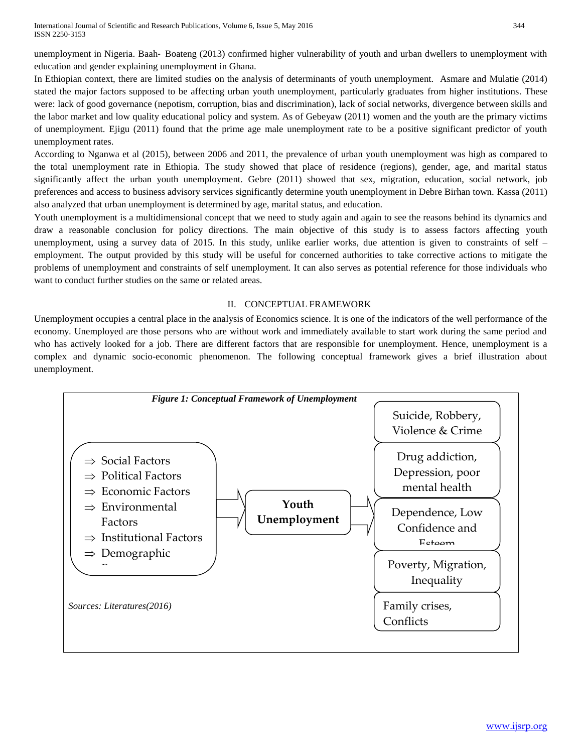unemployment in Nigeria. Baah- Boateng (2013) confirmed higher vulnerability of youth and urban dwellers to unemployment with education and gender explaining unemployment in Ghana.

In Ethiopian context, there are limited studies on the analysis of determinants of youth unemployment. Asmare and Mulatie (2014) stated the major factors supposed to be affecting urban youth unemployment, particularly graduates from higher institutions. These were: lack of good governance (nepotism, corruption, bias and discrimination), lack of social networks, divergence between skills and the labor market and low quality educational policy and system. As of Gebeyaw (2011) women and the youth are the primary victims of unemployment. Ejigu (2011) found that the prime age male unemployment rate to be a positive significant predictor of youth unemployment rates.

According to Nganwa et al (2015), between 2006 and 2011, the prevalence of urban youth unemployment was high as compared to the total unemployment rate in Ethiopia. The study showed that place of residence (regions), gender, age, and marital status significantly affect the urban youth unemployment. Gebre (2011) showed that sex, migration, education, social network, job preferences and access to business advisory services significantly determine youth unemployment in Debre Birhan town. Kassa (2011) also analyzed that urban unemployment is determined by age, marital status, and education.

Youth unemployment is a multidimensional concept that we need to study again and again to see the reasons behind its dynamics and draw a reasonable conclusion for policy directions. The main objective of this study is to assess factors affecting youth unemployment, using a survey data of 2015. In this study, unlike earlier works, due attention is given to constraints of self – employment. The output provided by this study will be useful for concerned authorities to take corrective actions to mitigate the problems of unemployment and constraints of self unemployment. It can also serves as potential reference for those individuals who want to conduct further studies on the same or related areas.

## II. CONCEPTUAL FRAMEWORK

Unemployment occupies a central place in the analysis of Economics science. It is one of the indicators of the well performance of the economy. Unemployed are those persons who are without work and immediately available to start work during the same period and who has actively looked for a job. There are different factors that are responsible for unemployment. Hence, unemployment is a complex and dynamic socio-economic phenomenon. The following conceptual framework gives a brief illustration about unemployment.

*Figure 1: Conceptual Framework of Unemployment*

- ⇒ Social Factors
- ⇒ Political Factors
- ⇒ Economic Factors
- ⇒ Environmental Factors
- ⇒ Institutional Factors
- ⇒ Demographic Factors

→ **Youth Unemployment** →

- Suicide, Robbery, Violence & Crime
- Drug addiction, Depression, poor mental health
- Dependence, Low Confidence and Esteem
- Poverty, Migration, Inequality
- Family crises, Conflicts

*Sources: Literatures(2016)*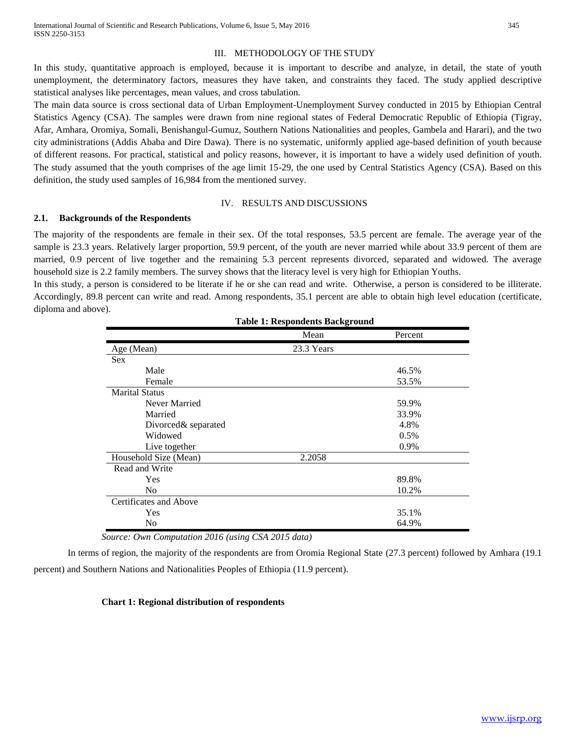## III. METHODOLOGY OF THE STUDY

In this study, quantitative approach is employed, because it is important to describe and analyze, in detail, the state of youth unemployment, the determinatory factors, measures they have taken, and constraints they faced. The study applied descriptive statistical analyses like percentages, mean values, and cross tabulation.

The main data source is cross sectional data of Urban Employment-Unemployment Survey conducted in 2015 by Ethiopian Central Statistics Agency (CSA). The samples were drawn from nine regional states of Federal Democratic Republic of Ethiopia (Tigray, Afar, Amhara, Oromiya, Somali, Benishangul-Gumuz, Southern Nations Nationalities and peoples, Gambela and Harari), and the two city administrations (Addis Ababa and Dire Dawa). There is no systematic, uniformly applied age-based definition of youth because of different reasons. For practical, statistical and policy reasons, however, it is important to have a widely used definition of youth. The study assumed that the youth comprises of the age limit 15-29, the one used by Central Statistics Agency (CSA). Based on this definition, the study used samples of 16,984 from the mentioned survey.

## IV. RESULTS AND DISCUSSIONS

### 2.1. Backgrounds of the Respondents

The majority of the respondents are female in their sex. Of the total responses, 53.5 percent are female. The average year of the sample is 23.3 years. Relatively larger proportion, 59.9 percent, of the youth are never married while about 33.9 percent of them are married, 0.9 percent of live together and the remaining 5.3 percent represents divorced, separated and widowed. The average household size is 2.2 family members. The survey shows that the literacy level is very high for Ethiopian Youths.

In this study, a person is considered to be literate if he or she can read and write. Otherwise, a person is considered to be illiterate. Accordingly, 89.8 percent can write and read. Among respondents, 35.1 percent are able to obtain high level education (certificate, diploma and above).

**Table 1: Respondents Background**

| | Mean | Percent |
|---|---|---|
| Age (Mean) | 23.3 Years | |
| Sex | | |
| Male | | 46.5% |
| Female | | 53.5% |
| Marital Status | | |
| Never Married | | 59.9% |
| Married | | 33.9% |
| Divorced& separated | | 4.8% |
| Widowed | | 0.5% |
| Live together | | 0.9% |
| Household Size (Mean) | 2.2058 | |
| Read and Write | | |
| Yes | | 89.8% |
| No | | 10.2% |
| Certificates and Above | | |
| Yes | | 35.1% |
| No | | 64.9% |

*Source: Own Computation 2016 (using CSA 2015 data)*

In terms of region, the majority of the respondents are from Oromia Regional State (27.3 percent) followed by Amhara (19.1 percent) and Southern Nations and Nationalities Peoples of Ethiopia (11.9 percent).

**Chart 1: Regional distribution of respondents**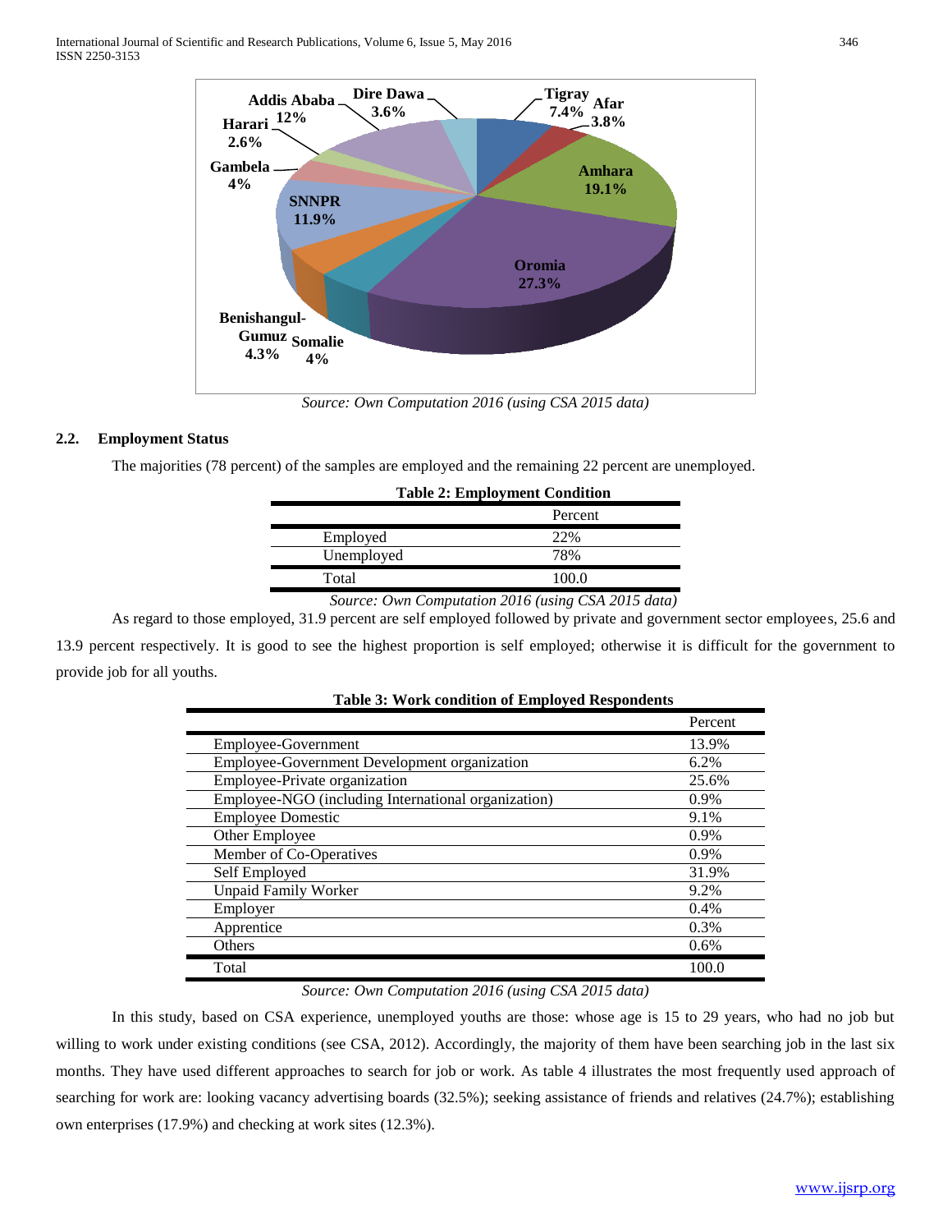Source: Own Computation 2016 (using CSA 2015 data)

### 2.2. Employment Status

The majorities (78 percent) of the samples are employed and the remaining 22 percent are unemployed.

**Table 2: Employment Condition**

| | Percent |
|---|---|
| Employed | 22% |
| Unemployed | 78% |
| Total | 100.0 |

*Source: Own Computation 2016 (using CSA 2015 data)*

As regard to those employed, 31.9 percent are self employed followed by private and government sector employees, 25.6 and 13.9 percent respectively. It is good to see the highest proportion is self employed; otherwise it is difficult for the government to provide job for all youths.

**Table 3: Work condition of Employed Respondents**

| | Percent |
|---|---|
| Employee-Government | 13.9% |
| Employee-Government Development organization | 6.2% |
| Employee-Private organization | 25.6% |
| Employee-NGO (including International organization) | 0.9% |
| Employee Domestic | 9.1% |
| Other Employee | 0.9% |
| Member of Co-Operatives | 0.9% |
| Self Employed | 31.9% |
| Unpaid Family Worker | 9.2% |
| Employer | 0.4% |
| Apprentice | 0.3% |
| Others | 0.6% |
| Total | 100.0 |

*Source: Own Computation 2016 (using CSA 2015 data)*

In this study, based on CSA experience, unemployed youths are those: whose age is 15 to 29 years, who had no job but willing to work under existing conditions (see CSA, 2012). Accordingly, the majority of them have been searching job in the last six months. They have used different approaches to search for job or work. As table 4 illustrates the most frequently used approach of searching for work are: looking vacancy advertising boards (32.5%); seeking assistance of friends and relatives (24.7%); establishing own enterprises (17.9%) and checking at work sites (12.3%).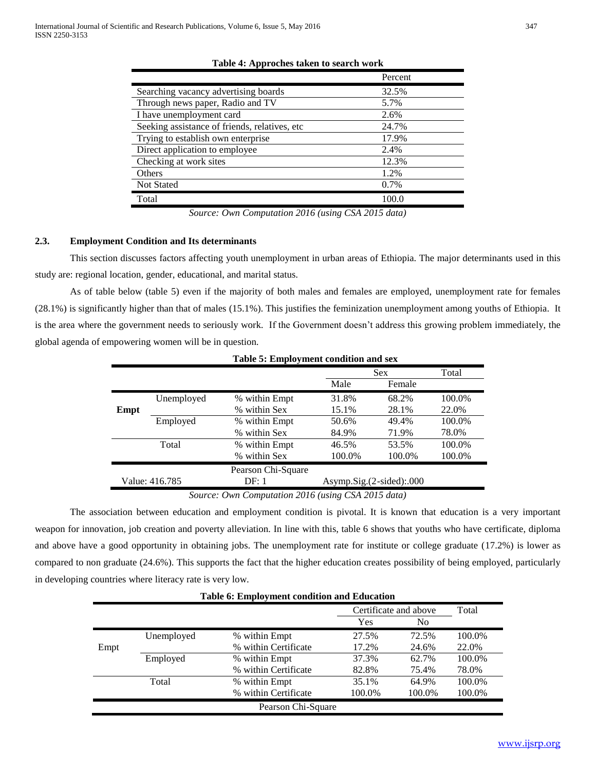**Table 4: Approches taken to search work**

| | Percent |
|---|---|
| Searching vacancy advertising boards | 32.5% |
| Through news paper, Radio and TV | 5.7% |
| I have unemployment card | 2.6% |
| Seeking assistance of friends, relatives, etc | 24.7% |
| Trying to establish own enterprise | 17.9% |
| Direct application to employee | 2.4% |
| Checking at work sites | 12.3% |
| Others | 1.2% |
| Not Stated | 0.7% |
| Total | 100.0 |

*Source: Own Computation 2016 (using CSA 2015 data)*

### 2.3. Employment Condition and Its determinants

This section discusses factors affecting youth unemployment in urban areas of Ethiopia. The major determinants used in this study are: regional location, gender, educational, and marital status.

As of table below (table 5) even if the majority of both males and females are employed, unemployment rate for females (28.1%) is significantly higher than that of males (15.1%). This justifies the feminization unemployment among youths of Ethiopia. It is the area where the government needs to seriously work. If the Government doesn't address this growing problem immediately, the global agenda of empowering women will be in question.

**Table 5: Employment condition and sex**

| | | | Sex | | Total |
|---|---|---|---|---|---|
| | | | Male | Female | |
| **Empt** | Unemployed | % within Empt | 31.8% | 68.2% | 100.0% |
| | | % within Sex | 15.1% | 28.1% | 22.0% |
| | Employed | % within Empt | 50.6% | 49.4% | 100.0% |
| | | % within Sex | 84.9% | 71.9% | 78.0% |
| | Total | % within Empt | 46.5% | 53.5% | 100.0% |
| | | % within Sex | 100.0% | 100.0% | 100.0% |
| | | Pearson Chi-Square | | | |
| Value: 416.785 | | DF: 1 | Asymp.Sig.(2-sided):.000 | | |

*Source: Own Computation 2016 (using CSA 2015 data)*

The association between education and employment condition is pivotal. It is known that education is a very important weapon for innovation, job creation and poverty alleviation. In line with this, table 6 shows that youths who have certificate, diploma and above have a good opportunity in obtaining jobs. The unemployment rate for institute or college graduate (17.2%) is lower as compared to non graduate (24.6%). This supports the fact that the higher education creates possibility of being employed, particularly in developing countries where literacy rate is very low.

**Table 6: Employment condition and Education**

| | | | Certificate and above | | Total |
|---|---|---|---|---|---|
| | | | Yes | No | |
| Empt | Unemployed | % within Empt | 27.5% | 72.5% | 100.0% |
| | | % within Certificate | 17.2% | 24.6% | 22.0% |
| | Employed | % within Empt | 37.3% | 62.7% | 100.0% |
| | | % within Certificate | 82.8% | 75.4% | 78.0% |
| | Total | % within Empt | 35.1% | 64.9% | 100.0% |
| | | % within Certificate | 100.0% | 100.0% | 100.0% |
| | | Pearson Chi-Square | | | |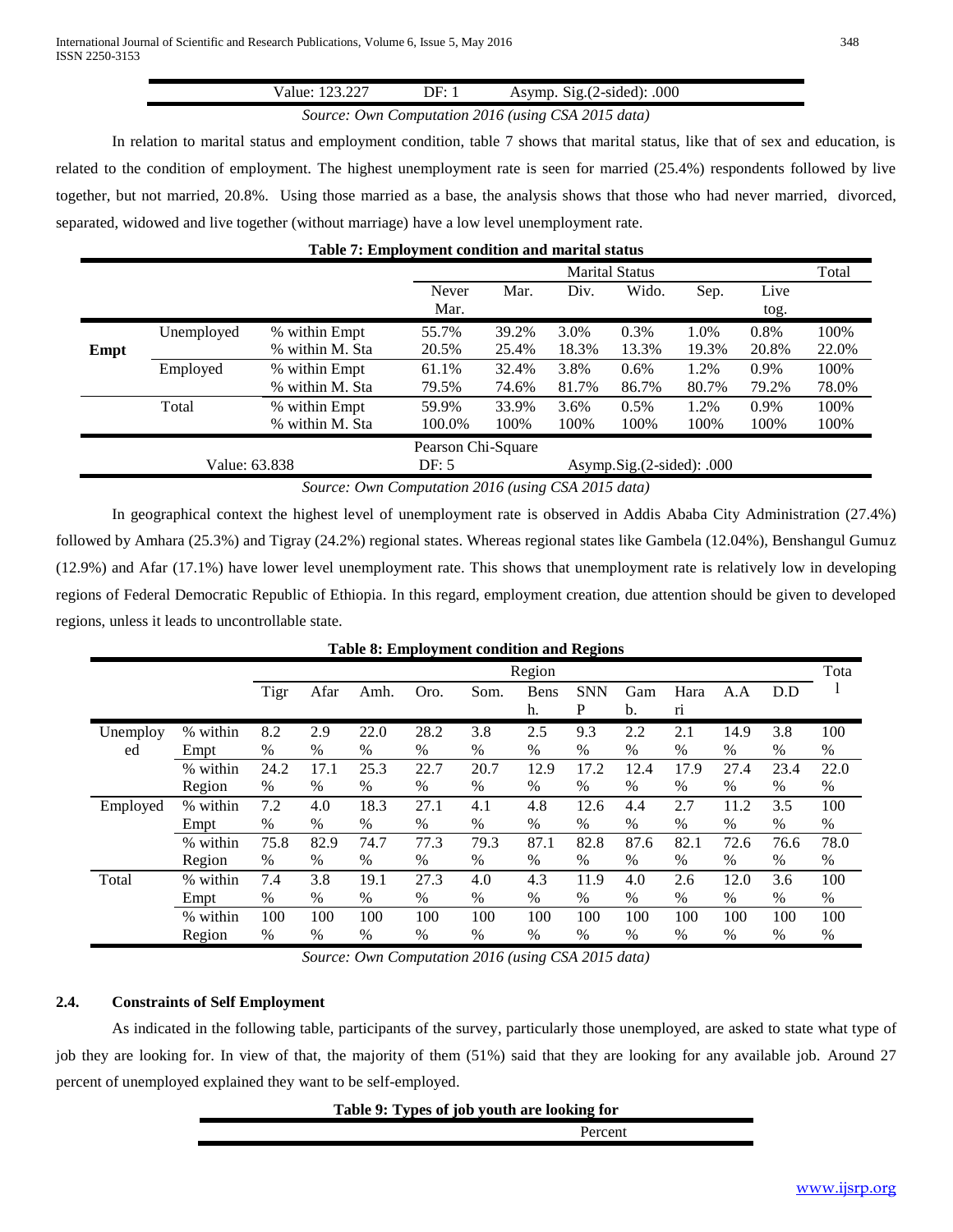| Value: 123.227 | DF: 1 | Asymp. Sig.(2-sided): .000 |
|---|---|---|

*Source: Own Computation 2016 (using CSA 2015 data)*

In relation to marital status and employment condition, table 7 shows that marital status, like that of sex and education, is related to the condition of employment. The highest unemployment rate is seen for married (25.4%) respondents followed by live together, but not married, 20.8%. Using those married as a base, the analysis shows that those who had never married, divorced, separated, widowed and live together (without marriage) have a low level unemployment rate.

**Table 7: Employment condition and marital status**

| | | | Marital Status | | | | | | Total |
|---|---|---|---|---|---|---|---|---|---|
| | | | Never Mar. | Mar. | Div. | Wido. | Sep. | Live tog. | |
| **Empt** | Unemployed | % within Empt | 55.7% | 39.2% | 3.0% | 0.3% | 1.0% | 0.8% | 100% |
| | | % within M. Sta | 20.5% | 25.4% | 18.3% | 13.3% | 19.3% | 20.8% | 22.0% |
| | Employed | % within Empt | 61.1% | 32.4% | 3.8% | 0.6% | 1.2% | 0.9% | 100% |
| | | % within M. Sta | 79.5% | 74.6% | 81.7% | 86.7% | 80.7% | 79.2% | 78.0% |
| | Total | % within Empt | 59.9% | 33.9% | 3.6% | 0.5% | 1.2% | 0.9% | 100% |
| | | % within M. Sta | 100.0% | 100% | 100% | 100% | 100% | 100% | 100% |
| | | | Pearson Chi-Square | | | | | | |
| | Value: 63.838 | | DF: 5 | | Asymp.Sig.(2-sided): .000 | | | | |

*Source: Own Computation 2016 (using CSA 2015 data)*

In geographical context the highest level of unemployment rate is observed in Addis Ababa City Administration (27.4%) followed by Amhara (25.3%) and Tigray (24.2%) regional states. Whereas regional states like Gambela (12.04%), Benshangul Gumuz (12.9%) and Afar (17.1%) have lower level unemployment rate. This shows that unemployment rate is relatively low in developing regions of Federal Democratic Republic of Ethiopia. In this regard, employment creation, due attention should be given to developed regions, unless it leads to uncontrollable state.

**Table 8: Employment condition and Regions**

| | | Region | | | | | | | | | | | Total |
|---|---|---|---|---|---|---|---|---|---|---|---|---|---|
| | | Tigr | Afar | Amh. | Oro. | Som. | Bensh. | SNNP | Gamb. | Harari | A.A | D.D | |
| Unemployed | % within Empt | 8.2 % | 2.9 % | 22.0 % | 28.2 % | 3.8 % | 2.5 % | 9.3 % | 2.2 % | 2.1 % | 14.9 % | 3.8 % | 100 % |
| | % within Region | 24.2 % | 17.1 % | 25.3 % | 22.7 % | 20.7 % | 12.9 % | 17.2 % | 12.4 % | 17.9 % | 27.4 % | 23.4 % | 22.0 % |
| Employed | % within Empt | 7.2 % | 4.0 % | 18.3 % | 27.1 % | 4.1 % | 4.8 % | 12.6 % | 4.4 % | 2.7 % | 11.2 % | 3.5 % | 100 % |
| | % within Region | 75.8 % | 82.9 % | 74.7 % | 77.3 % | 79.3 % | 87.1 % | 82.8 % | 87.6 % | 82.1 % | 72.6 % | 76.6 % | 78.0 % |
| Total | % within Empt | 7.4 % | 3.8 % | 19.1 % | 27.3 % | 4.0 % | 4.3 % | 11.9 % | 4.0 % | 2.6 % | 12.0 % | 3.6 % | 100 % |
| | % within Region | 100 % | 100 % | 100 % | 100 % | 100 % | 100 % | 100 % | 100 % | 100 % | 100 % | 100 % | 100 % |

*Source: Own Computation 2016 (using CSA 2015 data)*

## 2.4. Constraints of Self Employment

As indicated in the following table, participants of the survey, particularly those unemployed, are asked to state what type of job they are looking for. In view of that, the majority of them (51%) said that they are looking for any available job. Around 27 percent of unemployed explained they want to be self-employed.

**Table 9: Types of job youth are looking for**

| | Percent |
|---|---|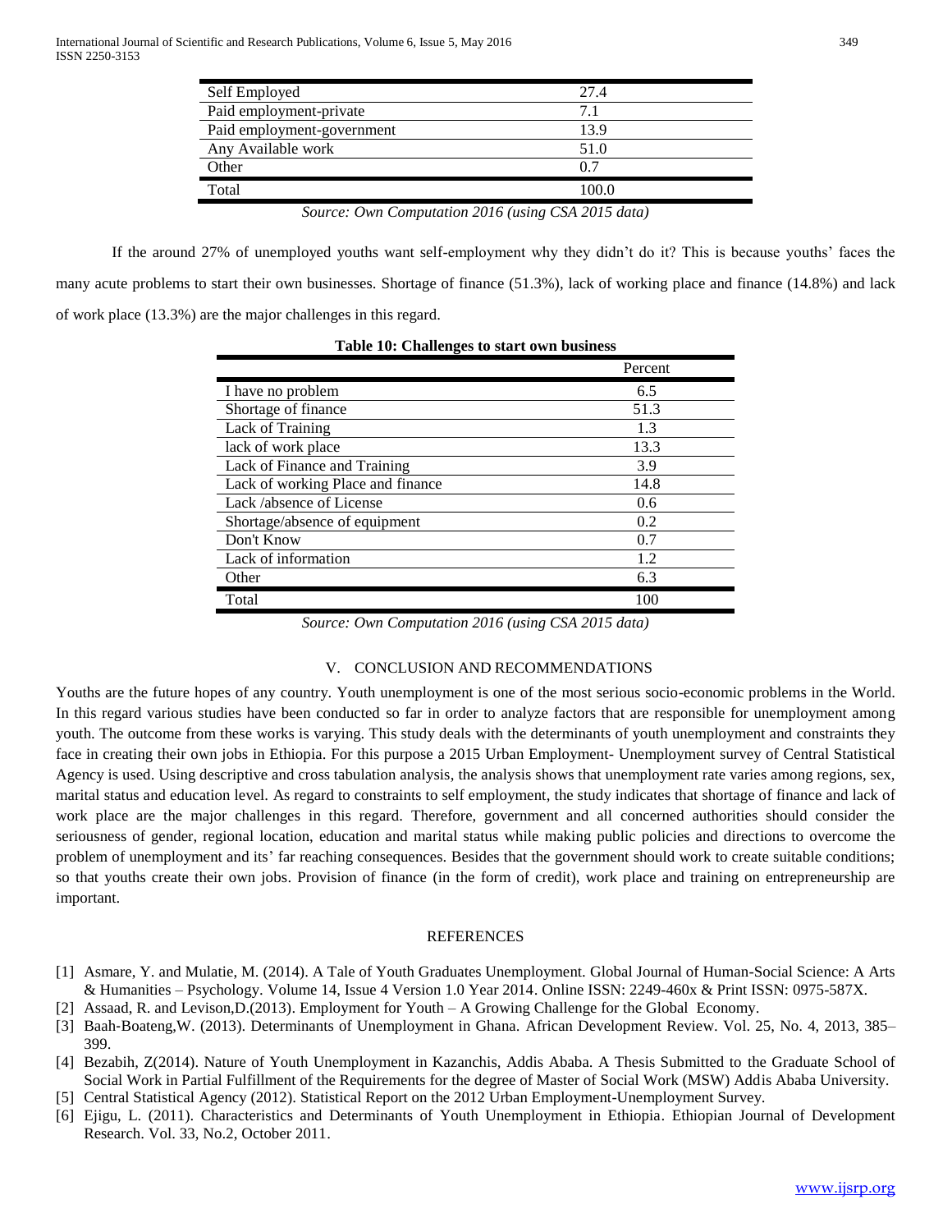| Self Employed | 27.4 |
|---|---|
| Paid employment-private | 7.1 |
| Paid employment-government | 13.9 |
| Any Available work | 51.0 |
| Other | 0.7 |
| Total | 100.0 |

*Source: Own Computation 2016 (using CSA 2015 data)*

If the around 27% of unemployed youths want self-employment why they didn't do it? This is because youths' faces the many acute problems to start their own businesses. Shortage of finance (51.3%), lack of working place and finance (14.8%) and lack of work place (13.3%) are the major challenges in this regard.

**Table 10: Challenges to start own business**

| | Percent |
|---|---|
| I have no problem | 6.5 |
| Shortage of finance | 51.3 |
| Lack of Training | 1.3 |
| lack of work place | 13.3 |
| Lack of Finance and Training | 3.9 |
| Lack of working Place and finance | 14.8 |
| Lack /absence of License | 0.6 |
| Shortage/absence of equipment | 0.2 |
| Don't Know | 0.7 |
| Lack of information | 1.2 |
| Other | 6.3 |
| Total | 100 |

*Source: Own Computation 2016 (using CSA 2015 data)*

## V. CONCLUSION AND RECOMMENDATIONS

Youths are the future hopes of any country. Youth unemployment is one of the most serious socio-economic problems in the World. In this regard various studies have been conducted so far in order to analyze factors that are responsible for unemployment among youth. The outcome from these works is varying. This study deals with the determinants of youth unemployment and constraints they face in creating their own jobs in Ethiopia. For this purpose a 2015 Urban Employment- Unemployment survey of Central Statistical Agency is used. Using descriptive and cross tabulation analysis, the analysis shows that unemployment rate varies among regions, sex, marital status and education level. As regard to constraints to self employment, the study indicates that shortage of finance and lack of work place are the major challenges in this regard. Therefore, government and all concerned authorities should consider the seriousness of gender, regional location, education and marital status while making public policies and directions to overcome the problem of unemployment and its' far reaching consequences. Besides that the government should work to create suitable conditions; so that youths create their own jobs. Provision of finance (in the form of credit), work place and training on entrepreneurship are important.

## REFERENCES

[1] Asmare, Y. and Mulatie, M. (2014). A Tale of Youth Graduates Unemployment. Global Journal of Human-Social Science: A Arts & Humanities – Psychology. Volume 14, Issue 4 Version 1.0 Year 2014. Online ISSN: 2249-460x & Print ISSN: 0975-587X.

[2] Assaad, R. and Levison,D.(2013). Employment for Youth – A Growing Challenge for the Global Economy.

[3] Baah-Boateng,W. (2013). Determinants of Unemployment in Ghana. African Development Review. Vol. 25, No. 4, 2013, 385–399.

[4] Bezabih, Z(2014). Nature of Youth Unemployment in Kazanchis, Addis Ababa. A Thesis Submitted to the Graduate School of Social Work in Partial Fulfillment of the Requirements for the degree of Master of Social Work (MSW) Addis Ababa University.

[5] Central Statistical Agency (2012). Statistical Report on the 2012 Urban Employment-Unemployment Survey.

[6] Ejigu, L. (2011). Characteristics and Determinants of Youth Unemployment in Ethiopia. Ethiopian Journal of Development Research. Vol. 33, No.2, October 2011.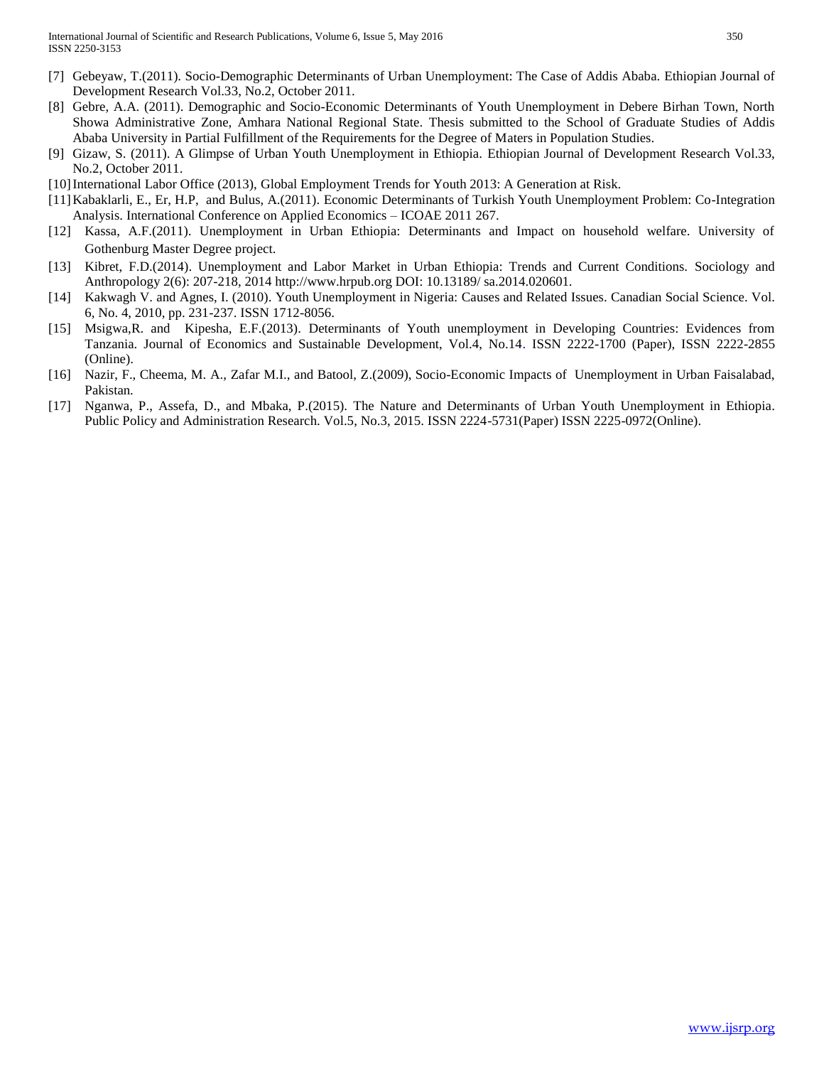[7] Gebeyaw, T.(2011). Socio-Demographic Determinants of Urban Unemployment: The Case of Addis Ababa. Ethiopian Journal of Development Research Vol.33, No.2, October 2011.

[8] Gebre, A.A. (2011). Demographic and Socio-Economic Determinants of Youth Unemployment in Debere Birhan Town, North Showa Administrative Zone, Amhara National Regional State. Thesis submitted to the School of Graduate Studies of Addis Ababa University in Partial Fulfillment of the Requirements for the Degree of Maters in Population Studies.

[9] Gizaw, S. (2011). A Glimpse of Urban Youth Unemployment in Ethiopia. Ethiopian Journal of Development Research Vol.33, No.2, October 2011.

[10] International Labor Office (2013), Global Employment Trends for Youth 2013: A Generation at Risk.

[11] Kabaklarli, E., Er, H.P, and Bulus, A.(2011). Economic Determinants of Turkish Youth Unemployment Problem: Co-Integration Analysis. International Conference on Applied Economics – ICOAE 2011 267.

[12] Kassa, A.F.(2011). Unemployment in Urban Ethiopia: Determinants and Impact on household welfare. University of Gothenburg Master Degree project.

[13] Kibret, F.D.(2014). Unemployment and Labor Market in Urban Ethiopia: Trends and Current Conditions. Sociology and Anthropology 2(6): 207-218, 2014 http://www.hrpub.org DOI: 10.13189/ sa.2014.020601.

[14] Kakwagh V. and Agnes, I. (2010). Youth Unemployment in Nigeria: Causes and Related Issues. Canadian Social Science. Vol. 6, No. 4, 2010, pp. 231-237. ISSN 1712-8056.

[15] Msigwa,R. and Kipesha, E.F.(2013). Determinants of Youth unemployment in Developing Countries: Evidences from Tanzania. Journal of Economics and Sustainable Development, Vol.4, No.14. ISSN 2222-1700 (Paper), ISSN 2222-2855 (Online).

[16] Nazir, F., Cheema, M. A., Zafar M.I., and Batool, Z.(2009), Socio-Economic Impacts of Unemployment in Urban Faisalabad, Pakistan.

[17] Nganwa, P., Assefa, D., and Mbaka, P.(2015). The Nature and Determinants of Urban Youth Unemployment in Ethiopia. Public Policy and Administration Research. Vol.5, No.3, 2015. ISSN 2224-5731(Paper) ISSN 2225-0972(Online).